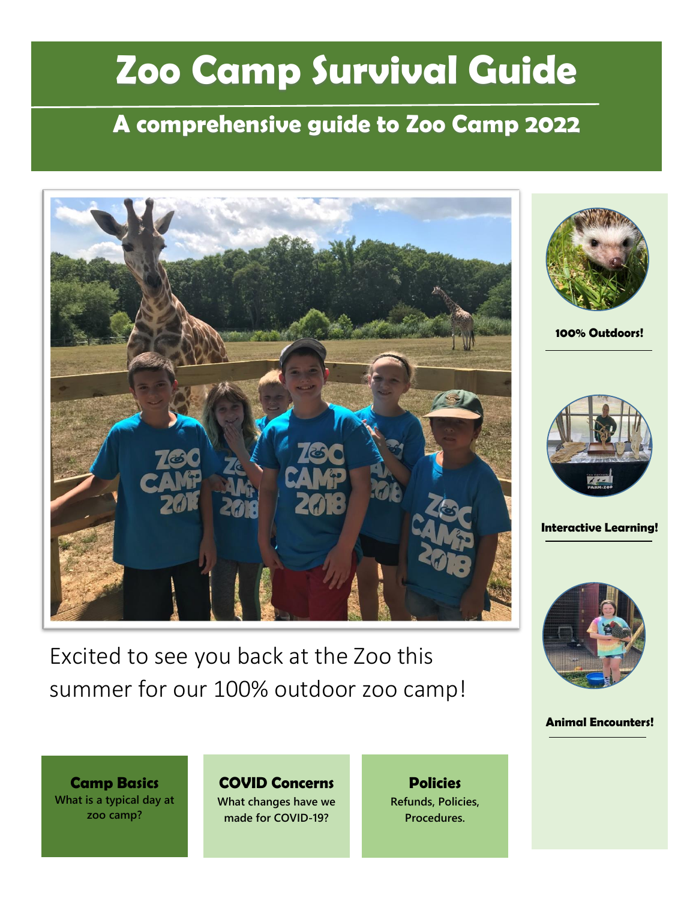# Zoo Camp Survival Guide

## A comprehensive guide to Zoo Camp 2022

Excited to see you back at the Zoo this summer for our 100% outdoor zoo camp!

**100% Outdoors!**

**Interactive Learning!**

**Animal Encounters!**

**Camp Basics**
What is a typical day at zoo camp?

**COVID Concerns**
What changes have we made for COVID-19?

**Policies**
Refunds, Policies, Procedures.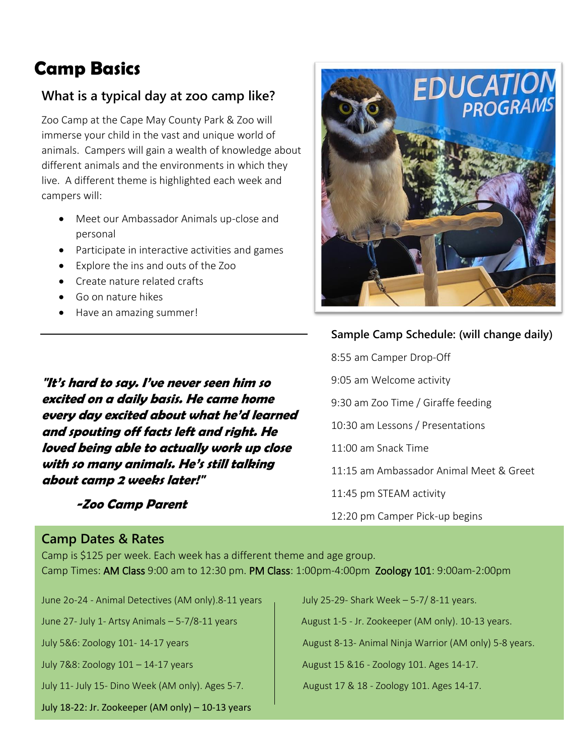# Camp Basics

## What is a typical day at zoo camp like?

Zoo Camp at the Cape May County Park & Zoo will immerse your child in the vast and unique world of animals. Campers will gain a wealth of knowledge about different animals and the environments in which they live. A different theme is highlighted each week and campers will:

- Meet our Ambassador Animals up-close and personal
- Participate in interactive activities and games
- Explore the ins and outs of the Zoo
- Create nature related crafts
- Go on nature hikes
- Have an amazing summer!

---

***"It's hard to say. I've never seen him so excited on a daily basis. He came home every day excited about what he'd learned and spouting off facts left and right. He loved being able to actually work up close with so many animals. He's still talking about camp 2 weeks later!"***

***-Zoo Camp Parent***

### Sample Camp Schedule: (will change daily)

8:55 am Camper Drop-Off

9:05 am Welcome activity

9:30 am Zoo Time / Giraffe feeding

10:30 am Lessons / Presentations

11:00 am Snack Time

11:15 am Ambassador Animal Meet & Greet

11:45 pm STEAM activity

12:20 pm Camper Pick-up begins

## Camp Dates & Rates

Camp is $125 per week. Each week has a different theme and age group.
Camp Times: AM Class 9:00 am to 12:30 pm. PM Class: 1:00pm-4:00pm Zoology 101: 9:00am-2:00pm

June 2o-24 - Animal Detectives (AM only).8-11 years

June 27- July 1- Artsy Animals – 5-7/8-11 years

July 5&6: Zoology 101- 14-17 years

July 7&8: Zoology 101 – 14-17 years

July 11- July 15- Dino Week (AM only). Ages 5-7.

July 18-22: Jr. Zookeeper (AM only) – 10-13 years

July 25-29- Shark Week – 5-7/ 8-11 years.

August 1-5 - Jr. Zookeeper (AM only). 10-13 years.

August 8-13- Animal Ninja Warrior (AM only) 5-8 years.

August 15 &16 - Zoology 101. Ages 14-17.

August 17 & 18 - Zoology 101. Ages 14-17.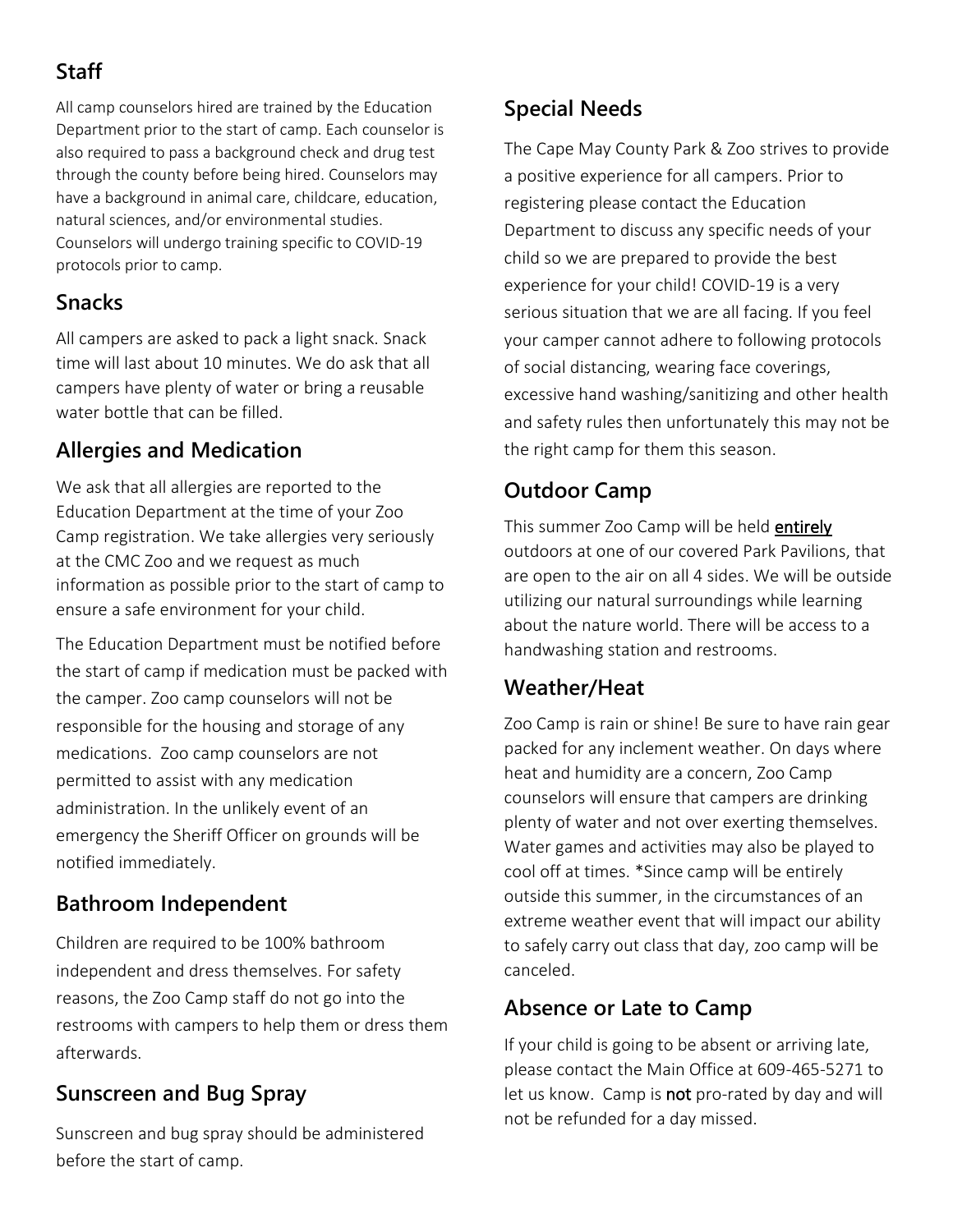## Staff

All camp counselors hired are trained by the Education Department prior to the start of camp. Each counselor is also required to pass a background check and drug test through the county before being hired. Counselors may have a background in animal care, childcare, education, natural sciences, and/or environmental studies. Counselors will undergo training specific to COVID-19 protocols prior to camp.

## Snacks

All campers are asked to pack a light snack. Snack time will last about 10 minutes. We do ask that all campers have plenty of water or bring a reusable water bottle that can be filled.

## Allergies and Medication

We ask that all allergies are reported to the Education Department at the time of your Zoo Camp registration. We take allergies very seriously at the CMC Zoo and we request as much information as possible prior to the start of camp to ensure a safe environment for your child.

The Education Department must be notified before the start of camp if medication must be packed with the camper. Zoo camp counselors will not be responsible for the housing and storage of any medications. Zoo camp counselors are not permitted to assist with any medication administration. In the unlikely event of an emergency the Sheriff Officer on grounds will be notified immediately.

## Bathroom Independent

Children are required to be 100% bathroom independent and dress themselves. For safety reasons, the Zoo Camp staff do not go into the restrooms with campers to help them or dress them afterwards.

## Sunscreen and Bug Spray

Sunscreen and bug spray should be administered before the start of camp.

## Special Needs

The Cape May County Park & Zoo strives to provide a positive experience for all campers. Prior to registering please contact the Education Department to discuss any specific needs of your child so we are prepared to provide the best experience for your child! COVID-19 is a very serious situation that we are all facing. If you feel your camper cannot adhere to following protocols of social distancing, wearing face coverings, excessive hand washing/sanitizing and other health and safety rules then unfortunately this may not be the right camp for them this season.

## Outdoor Camp

This summer Zoo Camp will be held **entirely** outdoors at one of our covered Park Pavilions, that are open to the air on all 4 sides. We will be outside utilizing our natural surroundings while learning about the nature world. There will be access to a handwashing station and restrooms.

## Weather/Heat

Zoo Camp is rain or shine! Be sure to have rain gear packed for any inclement weather. On days where heat and humidity are a concern, Zoo Camp counselors will ensure that campers are drinking plenty of water and not over exerting themselves. Water games and activities may also be played to cool off at times. *Since camp will be entirely outside this summer, in the circumstances of an extreme weather event that will impact our ability to safely carry out class that day, zoo camp will be canceled.

## Absence or Late to Camp

If your child is going to be absent or arriving late, please contact the Main Office at 609-465-5271 to let us know. Camp is **not** pro-rated by day and will not be refunded for a day missed.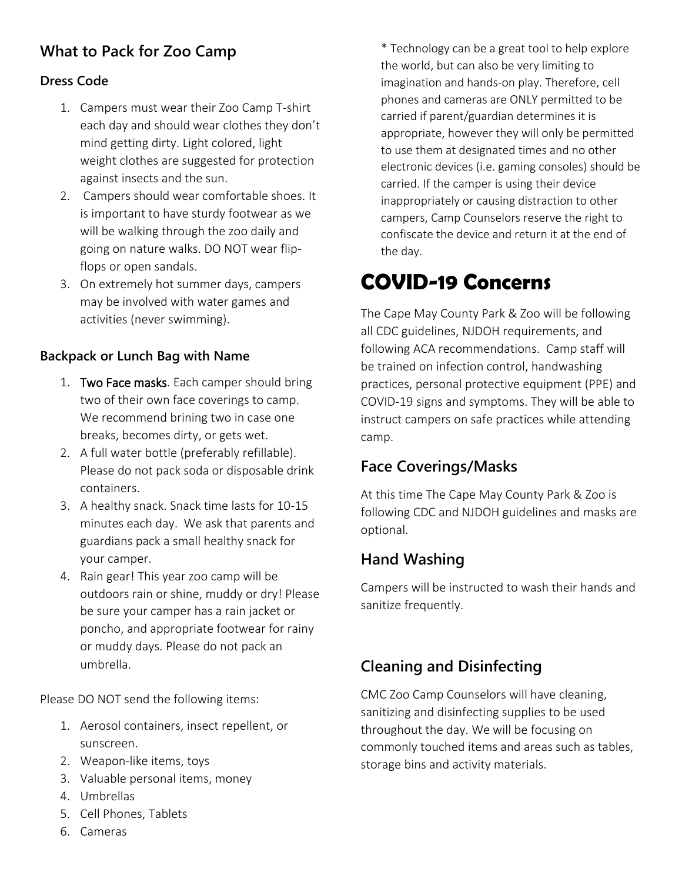## What to Pack for Zoo Camp

### Dress Code

1. Campers must wear their Zoo Camp T-shirt each day and should wear clothes they don't mind getting dirty. Light colored, light weight clothes are suggested for protection against insects and the sun.
2. Campers should wear comfortable shoes. It is important to have sturdy footwear as we will be walking through the zoo daily and going on nature walks. DO NOT wear flip-flops or open sandals.
3. On extremely hot summer days, campers may be involved with water games and activities (never swimming).

### Backpack or Lunch Bag with Name

1. **Two Face masks**. Each camper should bring two of their own face coverings to camp. We recommend brining two in case one breaks, becomes dirty, or gets wet.
2. A full water bottle (preferably refillable). Please do not pack soda or disposable drink containers.
3. A healthy snack. Snack time lasts for 10-15 minutes each day. We ask that parents and guardians pack a small healthy snack for your camper.
4. Rain gear! This year zoo camp will be outdoors rain or shine, muddy or dry! Please be sure your camper has a rain jacket or poncho, and appropriate footwear for rainy or muddy days. Please do not pack an umbrella.

Please DO NOT send the following items:

1. Aerosol containers, insect repellent, or sunscreen.
2. Weapon-like items, toys
3. Valuable personal items, money
4. Umbrellas
5. Cell Phones, Tablets
6. Cameras

* Technology can be a great tool to help explore the world, but can also be very limiting to imagination and hands-on play. Therefore, cell phones and cameras are ONLY permitted to be carried if parent/guardian determines it is appropriate, however they will only be permitted to use them at designated times and no other electronic devices (i.e. gaming consoles) should be carried. If the camper is using their device inappropriately or causing distraction to other campers, Camp Counselors reserve the right to confiscate the device and return it at the end of the day.

# COVID-19 Concerns

The Cape May County Park & Zoo will be following all CDC guidelines, NJDOH requirements, and following ACA recommendations. Camp staff will be trained on infection control, handwashing practices, personal protective equipment (PPE) and COVID-19 signs and symptoms. They will be able to instruct campers on safe practices while attending camp.

## Face Coverings/Masks

At this time The Cape May County Park & Zoo is following CDC and NJDOH guidelines and masks are optional.

## Hand Washing

Campers will be instructed to wash their hands and sanitize frequently.

## Cleaning and Disinfecting

CMC Zoo Camp Counselors will have cleaning, sanitizing and disinfecting supplies to be used throughout the day. We will be focusing on commonly touched items and areas such as tables, storage bins and activity materials.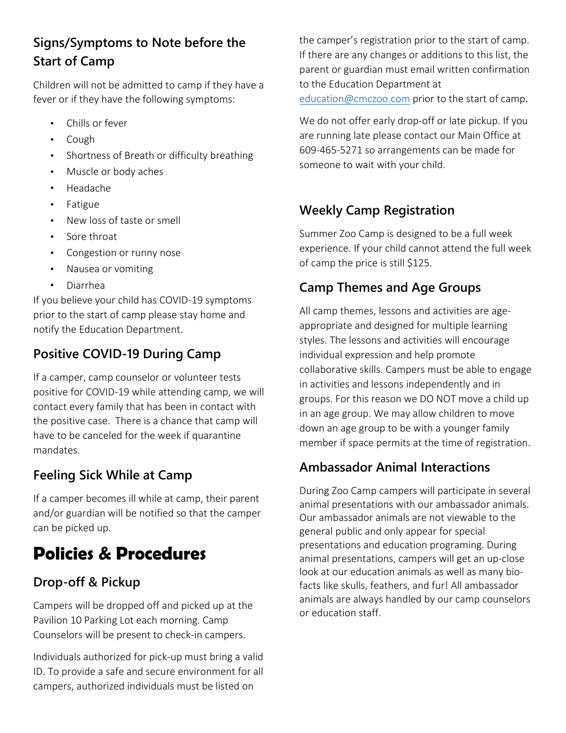## Signs/Symptoms to Note before the Start of Camp

Children will not be admitted to camp if they have a fever or if they have the following symptoms:

- Chills or fever
- Cough
- Shortness of Breath or difficulty breathing
- Muscle or body aches
- Headache
- Fatigue
- New loss of taste or smell
- Sore throat
- Congestion or runny nose
- Nausea or vomiting
- Diarrhea

If you believe your child has COVID-19 symptoms prior to the start of camp please stay home and notify the Education Department.

## Positive COVID-19 During Camp

If a camper, camp counselor or volunteer tests positive for COVID-19 while attending camp, we will contact every family that has been in contact with the positive case. There is a chance that camp will have to be canceled for the week if quarantine mandates.

## Feeling Sick While at Camp

If a camper becomes ill while at camp, their parent and/or guardian will be notified so that the camper can be picked up.

# Policies & Procedures

## Drop-off & Pickup

Campers will be dropped off and picked up at the Pavilion 10 Parking Lot each morning. Camp Counselors will be present to check-in campers.

Individuals authorized for pick-up must bring a valid ID. To provide a safe and secure environment for all campers, authorized individuals must be listed on the camper's registration prior to the start of camp. If there are any changes or additions to this list, the parent or guardian must email written confirmation to the Education Department at education@cmczoo.com prior to the start of camp.

We do not offer early drop-off or late pickup. If you are running late please contact our Main Office at 609-465-5271 so arrangements can be made for someone to wait with your child.

## Weekly Camp Registration

Summer Zoo Camp is designed to be a full week experience. If your child cannot attend the full week of camp the price is still $125.

## Camp Themes and Age Groups

All camp themes, lessons and activities are age-appropriate and designed for multiple learning styles. The lessons and activities will encourage individual expression and help promote collaborative skills. Campers must be able to engage in activities and lessons independently and in groups. For this reason we DO NOT move a child up in an age group. We may allow children to move down an age group to be with a younger family member if space permits at the time of registration.

## Ambassador Animal Interactions

During Zoo Camp campers will participate in several animal presentations with our ambassador animals. Our ambassador animals are not viewable to the general public and only appear for special presentations and education programing. During animal presentations, campers will get an up-close look at our education animals as well as many bio-facts like skulls, feathers, and fur! All ambassador animals are always handled by our camp counselors or education staff.